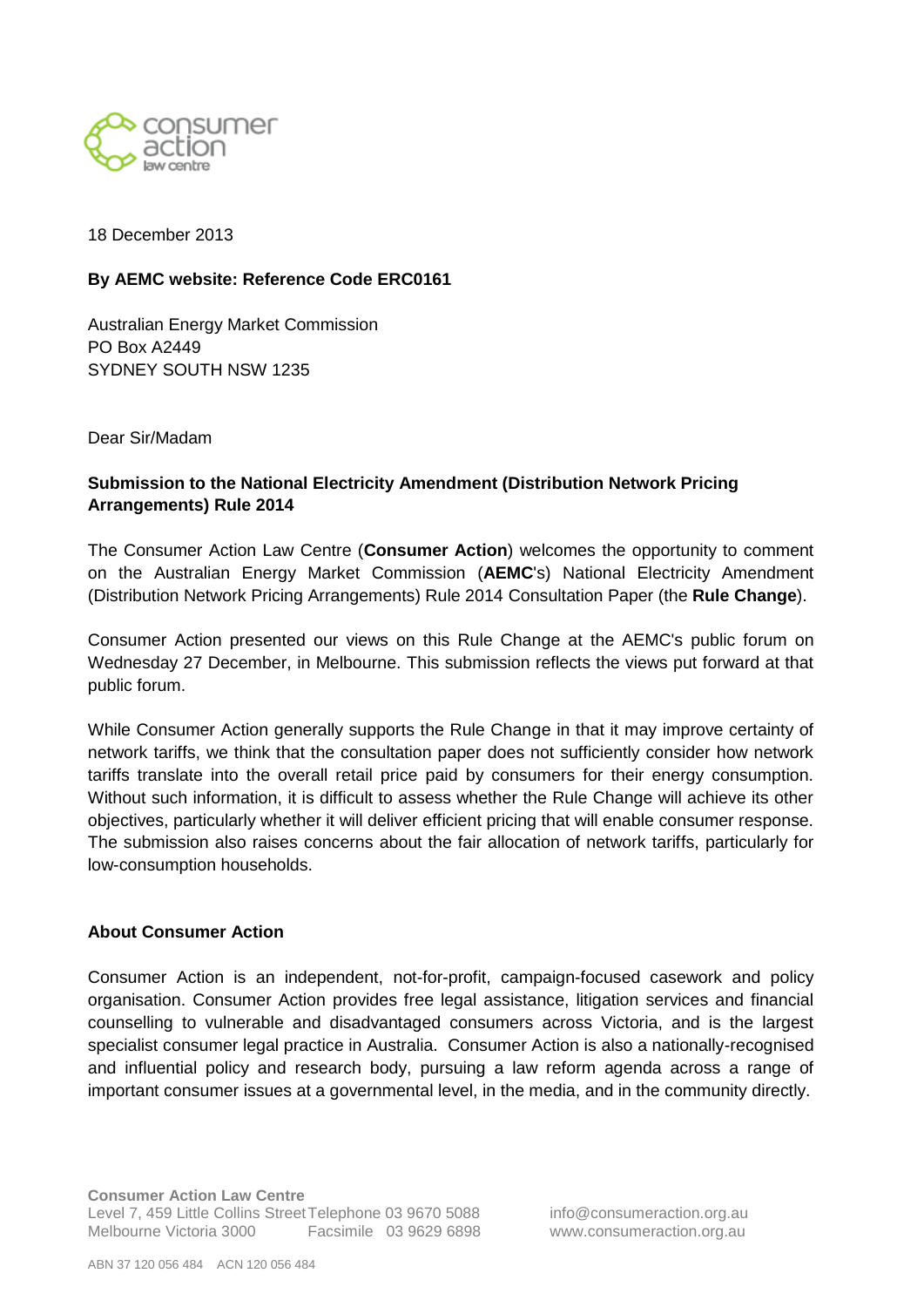18 December 2013

**By AEMC website: Reference Code ERC0161**

Australian Energy Market Commission
PO Box A2449
SYDNEY SOUTH NSW 1235

Dear Sir/Madam

**Submission to the National Electricity Amendment (Distribution Network Pricing Arrangements) Rule 2014**

The Consumer Action Law Centre (**Consumer Action**) welcomes the opportunity to comment on the Australian Energy Market Commission (**AEMC**'s) National Electricity Amendment (Distribution Network Pricing Arrangements) Rule 2014 Consultation Paper (the **Rule Change**).

Consumer Action presented our views on this Rule Change at the AEMC's public forum on Wednesday 27 December, in Melbourne. This submission reflects the views put forward at that public forum.

While Consumer Action generally supports the Rule Change in that it may improve certainty of network tariffs, we think that the consultation paper does not sufficiently consider how network tariffs translate into the overall retail price paid by consumers for their energy consumption. Without such information, it is difficult to assess whether the Rule Change will achieve its other objectives, particularly whether it will deliver efficient pricing that will enable consumer response. The submission also raises concerns about the fair allocation of network tariffs, particularly for low-consumption households.

**About Consumer Action**

Consumer Action is an independent, not-for-profit, campaign-focused casework and policy organisation. Consumer Action provides free legal assistance, litigation services and financial counselling to vulnerable and disadvantaged consumers across Victoria, and is the largest specialist consumer legal practice in Australia. Consumer Action is also a nationally-recognised and influential policy and research body, pursuing a law reform agenda across a range of important consumer issues at a governmental level, in the media, and in the community directly.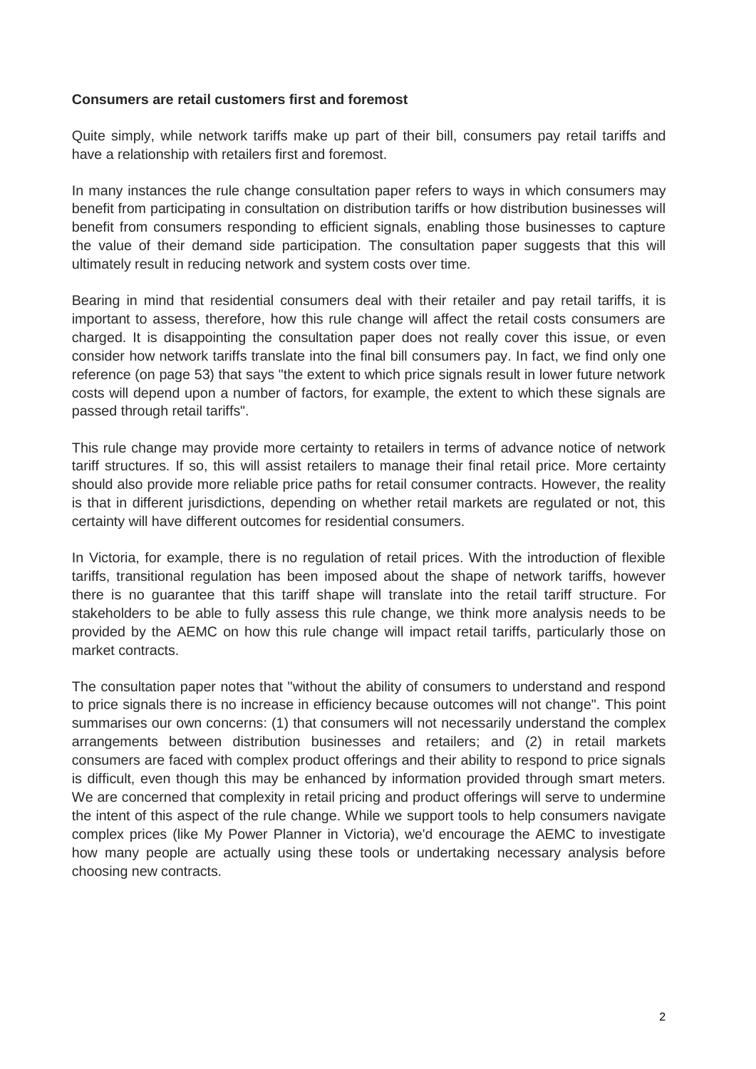**Consumers are retail customers first and foremost**

Quite simply, while network tariffs make up part of their bill, consumers pay retail tariffs and have a relationship with retailers first and foremost.

In many instances the rule change consultation paper refers to ways in which consumers may benefit from participating in consultation on distribution tariffs or how distribution businesses will benefit from consumers responding to efficient signals, enabling those businesses to capture the value of their demand side participation. The consultation paper suggests that this will ultimately result in reducing network and system costs over time.

Bearing in mind that residential consumers deal with their retailer and pay retail tariffs, it is important to assess, therefore, how this rule change will affect the retail costs consumers are charged. It is disappointing the consultation paper does not really cover this issue, or even consider how network tariffs translate into the final bill consumers pay. In fact, we find only one reference (on page 53) that says "the extent to which price signals result in lower future network costs will depend upon a number of factors, for example, the extent to which these signals are passed through retail tariffs".

This rule change may provide more certainty to retailers in terms of advance notice of network tariff structures. If so, this will assist retailers to manage their final retail price. More certainty should also provide more reliable price paths for retail consumer contracts. However, the reality is that in different jurisdictions, depending on whether retail markets are regulated or not, this certainty will have different outcomes for residential consumers.

In Victoria, for example, there is no regulation of retail prices. With the introduction of flexible tariffs, transitional regulation has been imposed about the shape of network tariffs, however there is no guarantee that this tariff shape will translate into the retail tariff structure. For stakeholders to be able to fully assess this rule change, we think more analysis needs to be provided by the AEMC on how this rule change will impact retail tariffs, particularly those on market contracts.

The consultation paper notes that "without the ability of consumers to understand and respond to price signals there is no increase in efficiency because outcomes will not change". This point summarises our own concerns: (1) that consumers will not necessarily understand the complex arrangements between distribution businesses and retailers; and (2) in retail markets consumers are faced with complex product offerings and their ability to respond to price signals is difficult, even though this may be enhanced by information provided through smart meters. We are concerned that complexity in retail pricing and product offerings will serve to undermine the intent of this aspect of the rule change. While we support tools to help consumers navigate complex prices (like My Power Planner in Victoria), we'd encourage the AEMC to investigate how many people are actually using these tools or undertaking necessary analysis before choosing new contracts.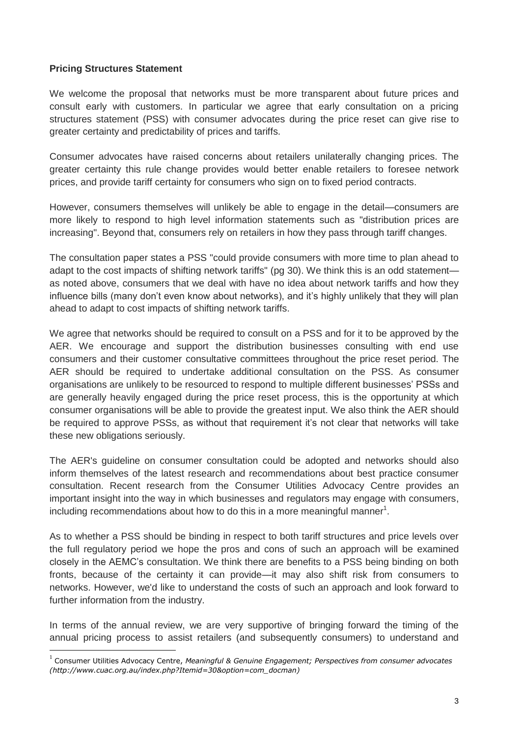**Pricing Structures Statement**

We welcome the proposal that networks must be more transparent about future prices and consult early with customers. In particular we agree that early consultation on a pricing structures statement (PSS) with consumer advocates during the price reset can give rise to greater certainty and predictability of prices and tariffs.

Consumer advocates have raised concerns about retailers unilaterally changing prices. The greater certainty this rule change provides would better enable retailers to foresee network prices, and provide tariff certainty for consumers who sign on to fixed period contracts.

However, consumers themselves will unlikely be able to engage in the detail—consumers are more likely to respond to high level information statements such as "distribution prices are increasing". Beyond that, consumers rely on retailers in how they pass through tariff changes.

The consultation paper states a PSS "could provide consumers with more time to plan ahead to adapt to the cost impacts of shifting network tariffs" (pg 30). We think this is an odd statement—as noted above, consumers that we deal with have no idea about network tariffs and how they influence bills (many don't even know about networks), and it's highly unlikely that they will plan ahead to adapt to cost impacts of shifting network tariffs.

We agree that networks should be required to consult on a PSS and for it to be approved by the AER. We encourage and support the distribution businesses consulting with end use consumers and their customer consultative committees throughout the price reset period. The AER should be required to undertake additional consultation on the PSS. As consumer organisations are unlikely to be resourced to respond to multiple different businesses' PSSs and are generally heavily engaged during the price reset process, this is the opportunity at which consumer organisations will be able to provide the greatest input. We also think the AER should be required to approve PSSs, as without that requirement it's not clear that networks will take these new obligations seriously.

The AER's guideline on consumer consultation could be adopted and networks should also inform themselves of the latest research and recommendations about best practice consumer consultation. Recent research from the Consumer Utilities Advocacy Centre provides an important insight into the way in which businesses and regulators may engage with consumers, including recommendations about how to do this in a more meaningful manner[1].

As to whether a PSS should be binding in respect to both tariff structures and price levels over the full regulatory period we hope the pros and cons of such an approach will be examined closely in the AEMC's consultation. We think there are benefits to a PSS being binding on both fronts, because of the certainty it can provide—it may also shift risk from consumers to networks. However, we'd like to understand the costs of such an approach and look forward to further information from the industry.

In terms of the annual review, we are very supportive of bringing forward the timing of the annual pricing process to assist retailers (and subsequently consumers) to understand and

---

[1] Consumer Utilities Advocacy Centre, *Meaningful & Genuine Engagement; Perspectives from consumer advocates (http://www.cuac.org.au/index.php?Itemid=30&option=com_docman)*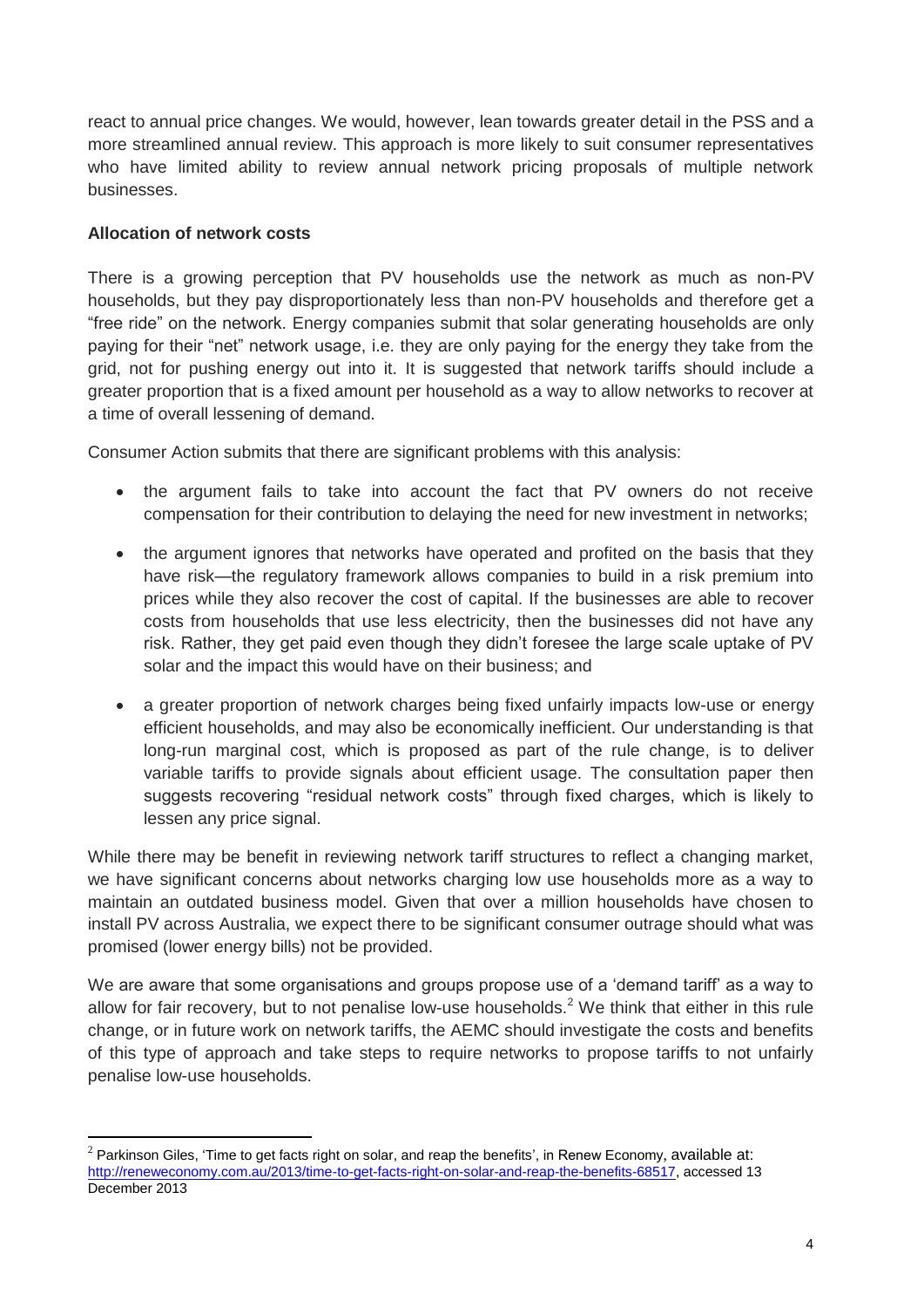react to annual price changes. We would, however, lean towards greater detail in the PSS and a more streamlined annual review. This approach is more likely to suit consumer representatives who have limited ability to review annual network pricing proposals of multiple network businesses.

**Allocation of network costs**

There is a growing perception that PV households use the network as much as non-PV households, but they pay disproportionately less than non-PV households and therefore get a "free ride" on the network. Energy companies submit that solar generating households are only paying for their "net" network usage, i.e. they are only paying for the energy they take from the grid, not for pushing energy out into it. It is suggested that network tariffs should include a greater proportion that is a fixed amount per household as a way to allow networks to recover at a time of overall lessening of demand.

Consumer Action submits that there are significant problems with this analysis:

- the argument fails to take into account the fact that PV owners do not receive compensation for their contribution to delaying the need for new investment in networks;
- the argument ignores that networks have operated and profited on the basis that they have risk—the regulatory framework allows companies to build in a risk premium into prices while they also recover the cost of capital. If the businesses are able to recover costs from households that use less electricity, then the businesses did not have any risk. Rather, they get paid even though they didn't foresee the large scale uptake of PV solar and the impact this would have on their business; and
- a greater proportion of network charges being fixed unfairly impacts low-use or energy efficient households, and may also be economically inefficient. Our understanding is that long-run marginal cost, which is proposed as part of the rule change, is to deliver variable tariffs to provide signals about efficient usage. The consultation paper then suggests recovering "residual network costs" through fixed charges, which is likely to lessen any price signal.

While there may be benefit in reviewing network tariff structures to reflect a changing market, we have significant concerns about networks charging low use households more as a way to maintain an outdated business model. Given that over a million households have chosen to install PV across Australia, we expect there to be significant consumer outrage should what was promised (lower energy bills) not be provided.

We are aware that some organisations and groups propose use of a 'demand tariff' as a way to allow for fair recovery, but to not penalise low-use households.[2] We think that either in this rule change, or in future work on network tariffs, the AEMC should investigate the costs and benefits of this type of approach and take steps to require networks to propose tariffs to not unfairly penalise low-use households.

---

[2] Parkinson Giles, 'Time to get facts right on solar, and reap the benefits', in Renew Economy, available at: http://reneweconomy.com.au/2013/time-to-get-facts-right-on-solar-and-reap-the-benefits-68517, accessed 13 December 2013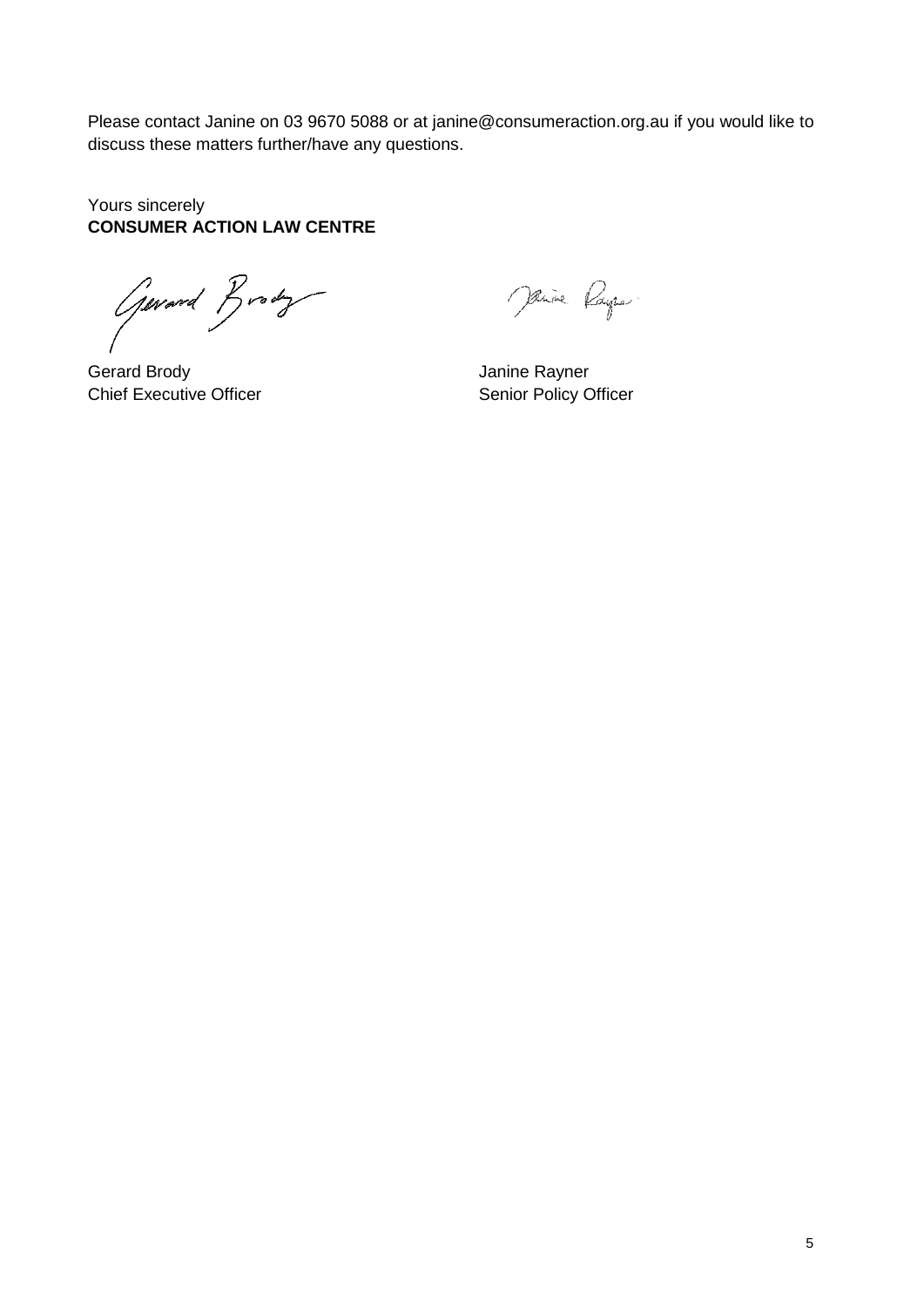Please contact Janine on 03 9670 5088 or at janine@consumeraction.org.au if you would like to discuss these matters further/have any questions.

Yours sincerely
**CONSUMER ACTION LAW CENTRE**

Gerard Brody
Chief Executive Officer

Janine Rayner
Senior Policy Officer